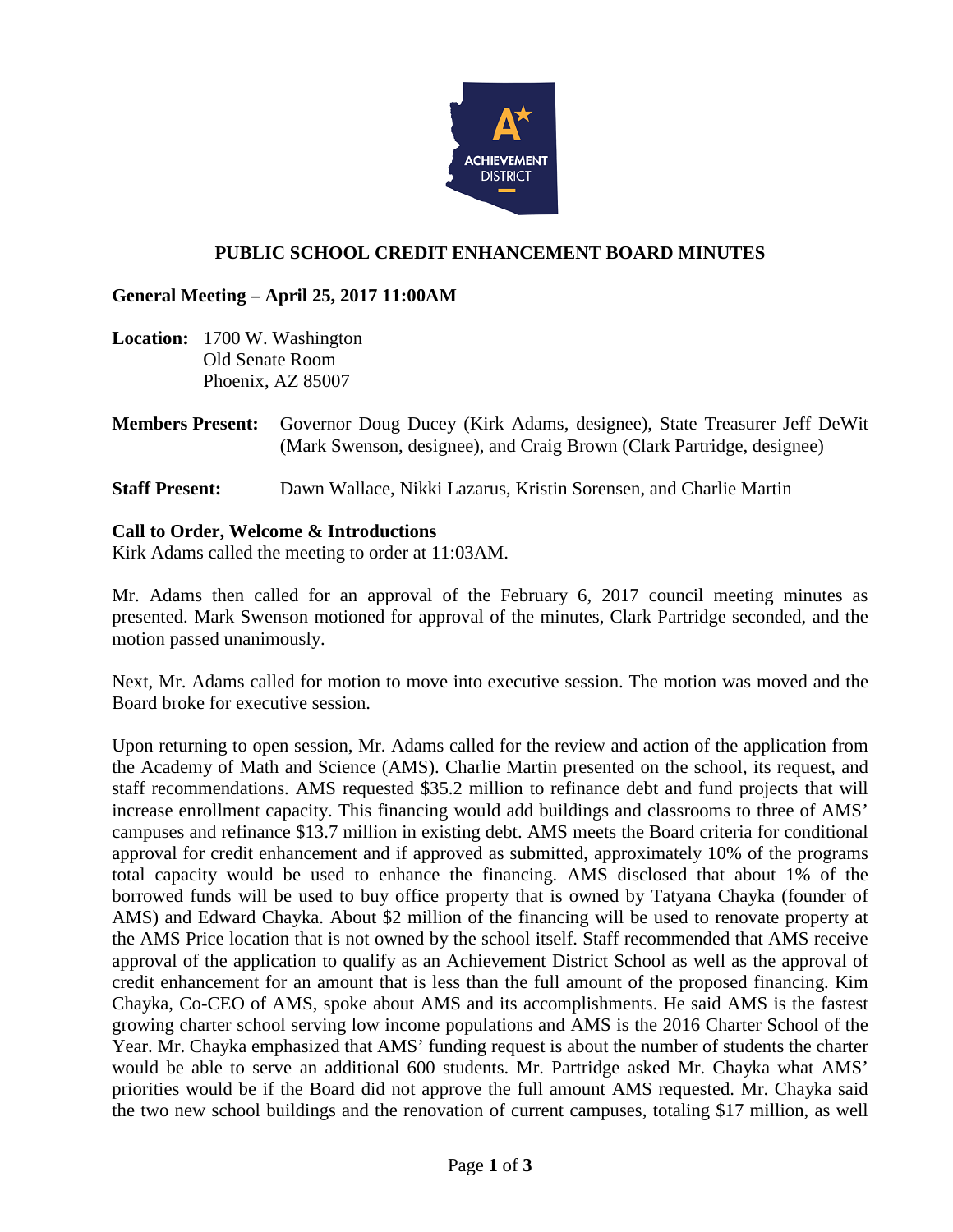# PUBLIC SCHOOL CREDIT ENHANCEMENT BOARD MINUTES

**General Meeting – April 25, 2017 11:00AM**

**Location:** 1700 W. Washington
Old Senate Room
Phoenix, AZ 85007

**Members Present:** Governor Doug Ducey (Kirk Adams, designee), State Treasurer Jeff DeWit (Mark Swenson, designee), and Craig Brown (Clark Partridge, designee)

**Staff Present:** Dawn Wallace, Nikki Lazarus, Kristin Sorensen, and Charlie Martin

**Call to Order, Welcome & Introductions**
Kirk Adams called the meeting to order at 11:03AM.

Mr. Adams then called for an approval of the February 6, 2017 council meeting minutes as presented. Mark Swenson motioned for approval of the minutes, Clark Partridge seconded, and the motion passed unanimously.

Next, Mr. Adams called for motion to move into executive session. The motion was moved and the Board broke for executive session.

Upon returning to open session, Mr. Adams called for the review and action of the application from the Academy of Math and Science (AMS). Charlie Martin presented on the school, its request, and staff recommendations. AMS requested $35.2 million to refinance debt and fund projects that will increase enrollment capacity. This financing would add buildings and classrooms to three of AMS' campuses and refinance $13.7 million in existing debt. AMS meets the Board criteria for conditional approval for credit enhancement and if approved as submitted, approximately 10% of the programs total capacity would be used to enhance the financing. AMS disclosed that about 1% of the borrowed funds will be used to buy office property that is owned by Tatyana Chayka (founder of AMS) and Edward Chayka. About $2 million of the financing will be used to renovate property at the AMS Price location that is not owned by the school itself. Staff recommended that AMS receive approval of the application to qualify as an Achievement District School as well as the approval of credit enhancement for an amount that is less than the full amount of the proposed financing. Kim Chayka, Co-CEO of AMS, spoke about AMS and its accomplishments. He said AMS is the fastest growing charter school serving low income populations and AMS is the 2016 Charter School of the Year. Mr. Chayka emphasized that AMS' funding request is about the number of students the charter would be able to serve an additional 600 students. Mr. Partridge asked Mr. Chayka what AMS' priorities would be if the Board did not approve the full amount AMS requested. Mr. Chayka said the two new school buildings and the renovation of current campuses, totaling $17 million, as well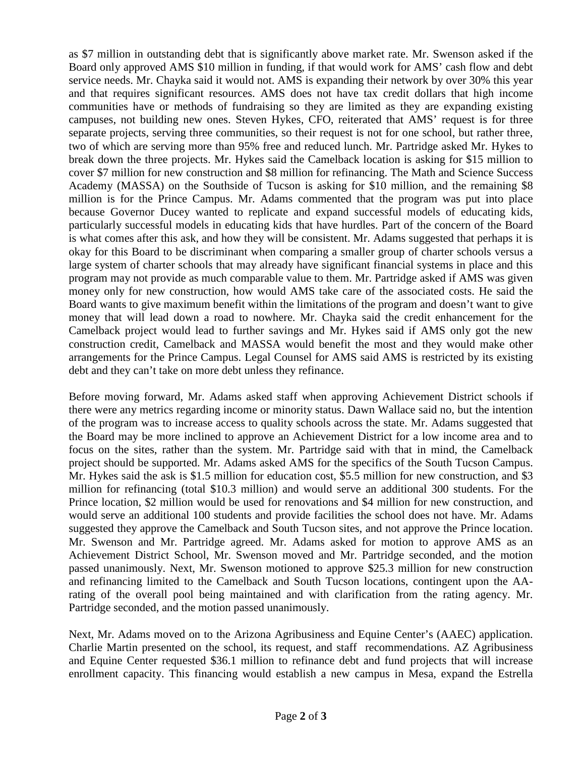as $7 million in outstanding debt that is significantly above market rate. Mr. Swenson asked if the Board only approved AMS $10 million in funding, if that would work for AMS' cash flow and debt service needs. Mr. Chayka said it would not. AMS is expanding their network by over 30% this year and that requires significant resources. AMS does not have tax credit dollars that high income communities have or methods of fundraising so they are limited as they are expanding existing campuses, not building new ones. Steven Hykes, CFO, reiterated that AMS' request is for three separate projects, serving three communities, so their request is not for one school, but rather three, two of which are serving more than 95% free and reduced lunch. Mr. Partridge asked Mr. Hykes to break down the three projects. Mr. Hykes said the Camelback location is asking for $15 million to cover $7 million for new construction and $8 million for refinancing. The Math and Science Success Academy (MASSA) on the Southside of Tucson is asking for $10 million, and the remaining $8 million is for the Prince Campus. Mr. Adams commented that the program was put into place because Governor Ducey wanted to replicate and expand successful models of educating kids, particularly successful models in educating kids that have hurdles. Part of the concern of the Board is what comes after this ask, and how they will be consistent. Mr. Adams suggested that perhaps it is okay for this Board to be discriminant when comparing a smaller group of charter schools versus a large system of charter schools that may already have significant financial systems in place and this program may not provide as much comparable value to them. Mr. Partridge asked if AMS was given money only for new construction, how would AMS take care of the associated costs. He said the Board wants to give maximum benefit within the limitations of the program and doesn't want to give money that will lead down a road to nowhere. Mr. Chayka said the credit enhancement for the Camelback project would lead to further savings and Mr. Hykes said if AMS only got the new construction credit, Camelback and MASSA would benefit the most and they would make other arrangements for the Prince Campus. Legal Counsel for AMS said AMS is restricted by its existing debt and they can't take on more debt unless they refinance.

Before moving forward, Mr. Adams asked staff when approving Achievement District schools if there were any metrics regarding income or minority status. Dawn Wallace said no, but the intention of the program was to increase access to quality schools across the state. Mr. Adams suggested that the Board may be more inclined to approve an Achievement District for a low income area and to focus on the sites, rather than the system. Mr. Partridge said with that in mind, the Camelback project should be supported. Mr. Adams asked AMS for the specifics of the South Tucson Campus. Mr. Hykes said the ask is $1.5 million for education cost, $5.5 million for new construction, and $3 million for refinancing (total $10.3 million) and would serve an additional 300 students. For the Prince location, $2 million would be used for renovations and $4 million for new construction, and would serve an additional 100 students and provide facilities the school does not have. Mr. Adams suggested they approve the Camelback and South Tucson sites, and not approve the Prince location. Mr. Swenson and Mr. Partridge agreed. Mr. Adams asked for motion to approve AMS as an Achievement District School, Mr. Swenson moved and Mr. Partridge seconded, and the motion passed unanimously. Next, Mr. Swenson motioned to approve $25.3 million for new construction and refinancing limited to the Camelback and South Tucson locations, contingent upon the AA-rating of the overall pool being maintained and with clarification from the rating agency. Mr. Partridge seconded, and the motion passed unanimously.

Next, Mr. Adams moved on to the Arizona Agribusiness and Equine Center's (AAEC) application. Charlie Martin presented on the school, its request, and staff recommendations. AZ Agribusiness and Equine Center requested $36.1 million to refinance debt and fund projects that will increase enrollment capacity. This financing would establish a new campus in Mesa, expand the Estrella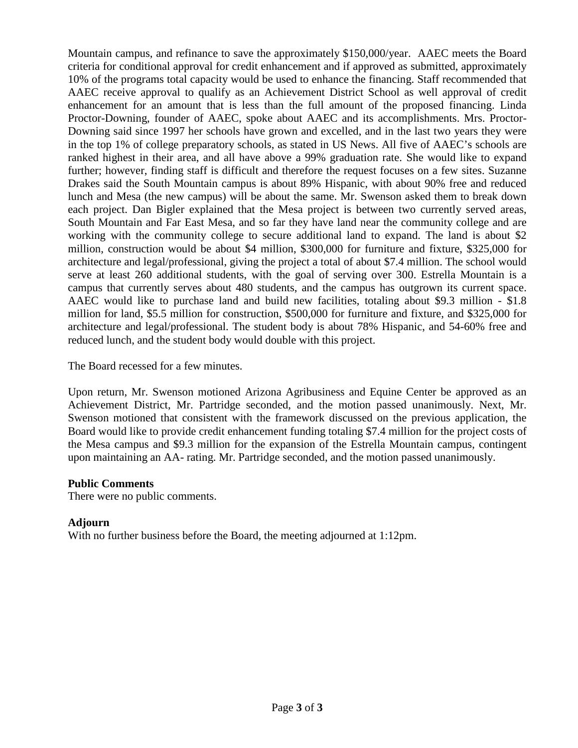Mountain campus, and refinance to save the approximately $150,000/year. AAEC meets the Board criteria for conditional approval for credit enhancement and if approved as submitted, approximately 10% of the programs total capacity would be used to enhance the financing. Staff recommended that AAEC receive approval to qualify as an Achievement District School as well approval of credit enhancement for an amount that is less than the full amount of the proposed financing. Linda Proctor-Downing, founder of AAEC, spoke about AAEC and its accomplishments. Mrs. Proctor-Downing said since 1997 her schools have grown and excelled, and in the last two years they were in the top 1% of college preparatory schools, as stated in US News. All five of AAEC's schools are ranked highest in their area, and all have above a 99% graduation rate. She would like to expand further; however, finding staff is difficult and therefore the request focuses on a few sites. Suzanne Drakes said the South Mountain campus is about 89% Hispanic, with about 90% free and reduced lunch and Mesa (the new campus) will be about the same. Mr. Swenson asked them to break down each project. Dan Bigler explained that the Mesa project is between two currently served areas, South Mountain and Far East Mesa, and so far they have land near the community college and are working with the community college to secure additional land to expand. The land is about $2 million, construction would be about $4 million, $300,000 for furniture and fixture, $325,000 for architecture and legal/professional, giving the project a total of about $7.4 million. The school would serve at least 260 additional students, with the goal of serving over 300. Estrella Mountain is a campus that currently serves about 480 students, and the campus has outgrown its current space. AAEC would like to purchase land and build new facilities, totaling about $9.3 million - $1.8 million for land, $5.5 million for construction, $500,000 for furniture and fixture, and $325,000 for architecture and legal/professional. The student body is about 78% Hispanic, and 54-60% free and reduced lunch, and the student body would double with this project.

The Board recessed for a few minutes.

Upon return, Mr. Swenson motioned Arizona Agribusiness and Equine Center be approved as an Achievement District, Mr. Partridge seconded, and the motion passed unanimously. Next, Mr. Swenson motioned that consistent with the framework discussed on the previous application, the Board would like to provide credit enhancement funding totaling $7.4 million for the project costs of the Mesa campus and $9.3 million for the expansion of the Estrella Mountain campus, contingent upon maintaining an AA- rating. Mr. Partridge seconded, and the motion passed unanimously.

**Public Comments**
There were no public comments.

**Adjourn**
With no further business before the Board, the meeting adjourned at 1:12pm.